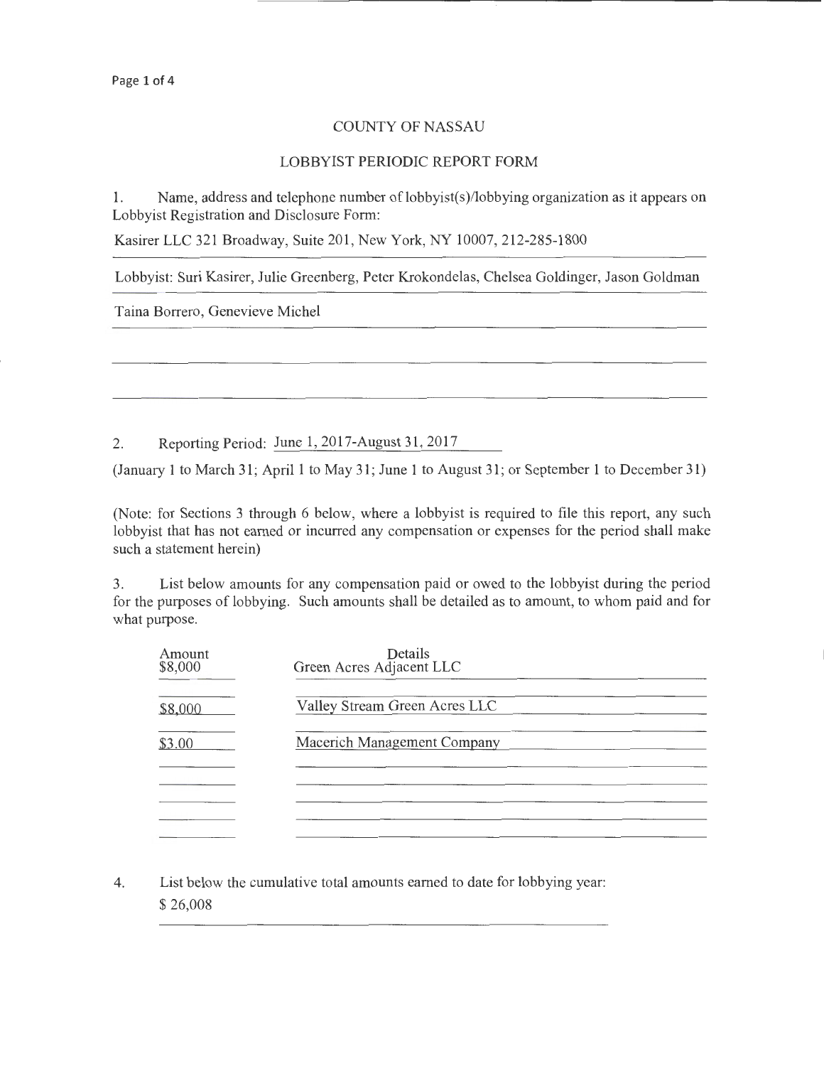# COUNTY OF NASSAU

## LOBBYIST PERIODIC REPORT FORM

1. Name, address and telephone number of lobbyist(s)/lobbying organization as it appears on Lobbyist Registration and Disclosure Form:

Kasirer LLC 321 Broadway, Suite 201, New York, NY 10007, 212-285-1800

Lobbyist: Suri Kasirer, Julie Greenberg, Peter Krokondelas, Chelsea Goldinger, Jason Goldman

Taina Borrero, Genevieve Michel

2. Reporting Period: June 1, 2017-August 31, 2017

(January 1 to March 31; April 1 to May 31; June 1 to August 31; or September 1 to December 31)

(Note: for Sections 3 through 6 below, where a lobbyist is required to file this report, any such lobbyist that has not earned or incurred any compensation or expenses for the period shall make such a statement herein)

3. List below amounts for any compensation paid or owed to the lobbyist during the period for the purposes of lobbying. Such amounts shall be detailed as to amount, to whom paid and for what purpose.

| Amount | Details |
| --- | --- |
| $8,000 | Green Acres Adjacent LLC |
| $8,000 | Valley Stream Green Acres LLC |
| $3.00 | Macerich Management Company |

4. List below the cumulative total amounts earned to date for lobbying year:

$ 26,008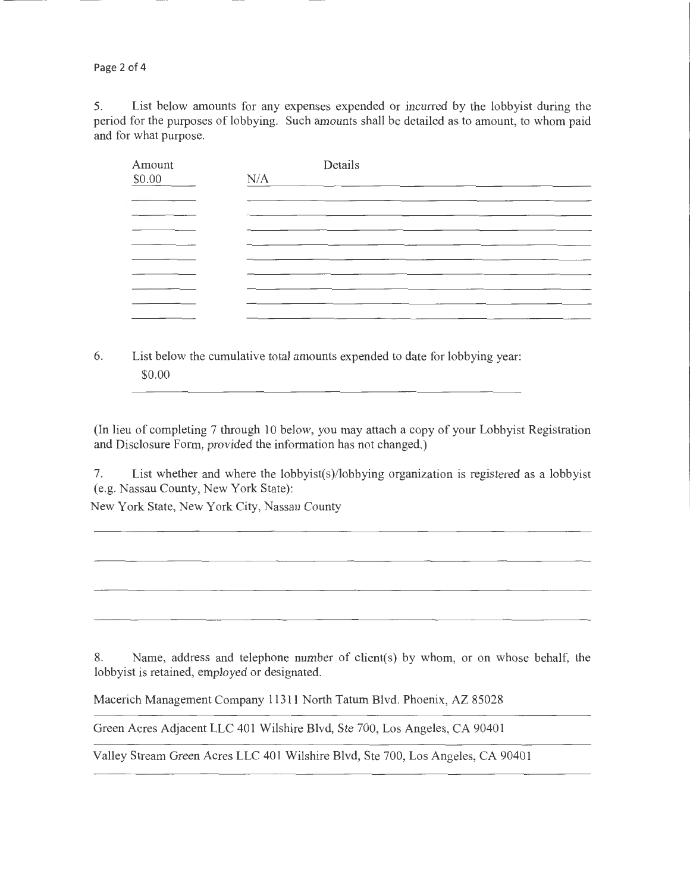5. List below amounts for any expenses expended or incurred by the lobbyist during the period for the purposes of lobbying. Such amounts shall be detailed as to amount, to whom paid and for what purpose.

| Amount | Details |
|---|---|
| $0.00 | N/A |

6. List below the cumulative total amounts expended to date for lobbying year:

$0.00

(In lieu of completing 7 through 10 below, you may attach a copy of your Lobbyist Registration and Disclosure Form, provided the information has not changed.)

7. List whether and where the lobbyist(s)/lobbying organization is registered as a lobbyist (e.g. Nassau County, New York State):

New York State, New York City, Nassau County

8. Name, address and telephone number of client(s) by whom, or on whose behalf, the lobbyist is retained, employed or designated.

Macerich Management Company 11311 North Tatum Blvd. Phoenix, AZ 85028

Green Acres Adjacent LLC 401 Wilshire Blvd, Ste 700, Los Angeles, CA 90401

Valley Stream Green Acres LLC 401 Wilshire Blvd, Ste 700, Los Angeles, CA 90401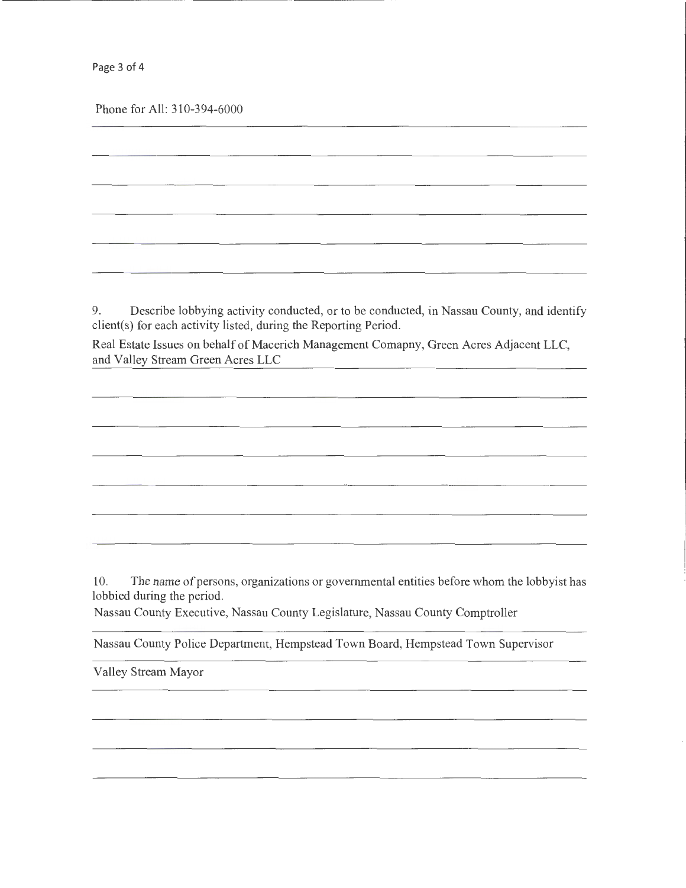Phone for All: 310-394-6000

9. Describe lobbying activity conducted, or to be conducted, in Nassau County, and identify client(s) for each activity listed, during the Reporting Period.

Real Estate Issues on behalf of Macerich Management Comapny, Green Acres Adjacent LLC, and Valley Stream Green Acres LLC

10. The name of persons, organizations or governmental entities before whom the lobbyist has lobbied during the period.

Nassau County Executive, Nassau County Legislature, Nassau County Comptroller

Nassau County Police Department, Hempstead Town Board, Hempstead Town Supervisor

Valley Stream Mayor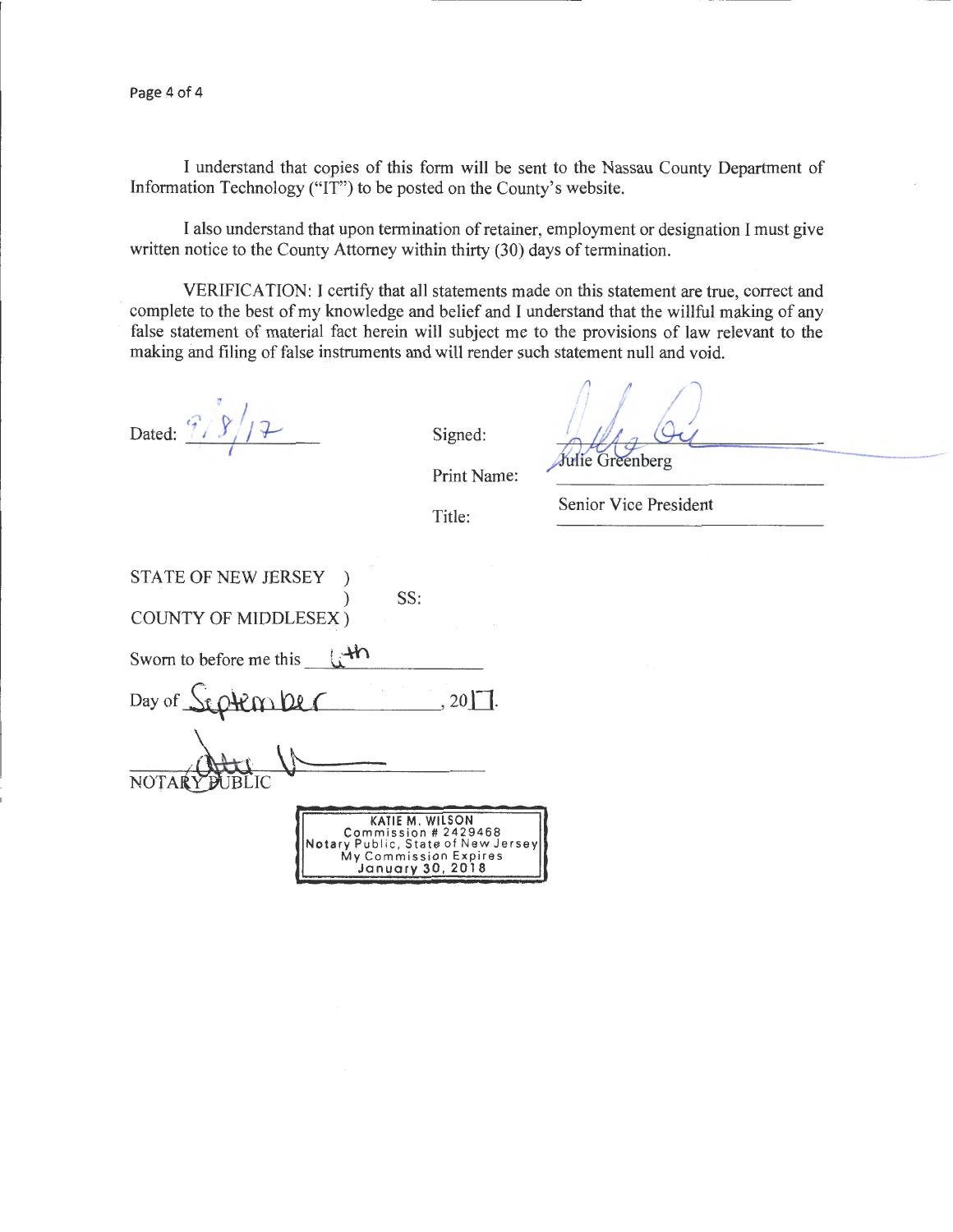I understand that copies of this form will be sent to the Nassau County Department of Information Technology ("IT") to be posted on the County's website.

I also understand that upon termination of retainer, employment or designation I must give written notice to the County Attorney within thirty (30) days of termination.

VERIFICATION: I certify that all statements made on this statement are true, correct and complete to the best of my knowledge and belief and I understand that the willful making of any false statement of material fact herein will subject me to the provisions of law relevant to the making and filing of false instruments and will render such statement null and void.

Dated: 9/8/17

Signed: Julie Greenberg

Print Name: Julie Greenberg

Title: Senior Vice President

STATE OF NEW JERSEY )
) SS:
COUNTY OF MIDDLESEX )

Sworn to before me this 6th

Day of September, 2017.

NOTARY PUBLIC

KATIE M. WILSON
Commission # 2429468
Notary Public, State of New Jersey
My Commission Expires
January 30, 2018